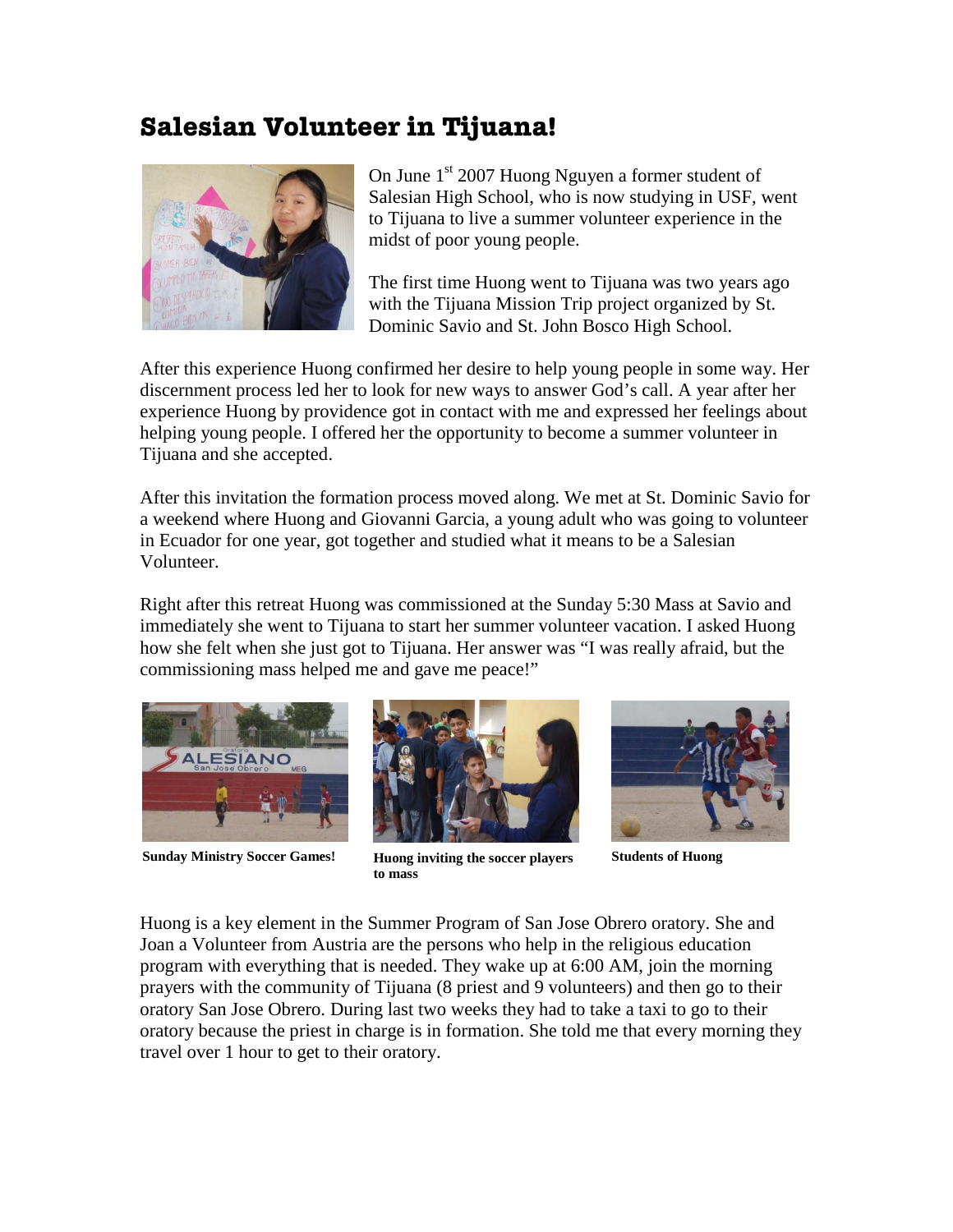# Salesian Volunteer in Tijuana!

On June 1st 2007 Huong Nguyen a former student of Salesian High School, who is now studying in USF, went to Tijuana to live a summer volunteer experience in the midst of poor young people.

The first time Huong went to Tijuana was two years ago with the Tijuana Mission Trip project organized by St. Dominic Savio and St. John Bosco High School.

After this experience Huong confirmed her desire to help young people in some way. Her discernment process led her to look for new ways to answer God's call. A year after her experience Huong by providence got in contact with me and expressed her feelings about helping young people. I offered her the opportunity to become a summer volunteer in Tijuana and she accepted.

After this invitation the formation process moved along. We met at St. Dominic Savio for a weekend where Huong and Giovanni Garcia, a young adult who was going to volunteer in Ecuador for one year, got together and studied what it means to be a Salesian Volunteer.

Right after this retreat Huong was commissioned at the Sunday 5:30 Mass at Savio and immediately she went to Tijuana to start her summer volunteer vacation. I asked Huong how she felt when she just got to Tijuana. Her answer was "I was really afraid, but the commissioning mass helped me and gave me peace!"

**Sunday Ministry Soccer Games!**

**Huong inviting the soccer players to mass**

**Students of Huong**

Huong is a key element in the Summer Program of San Jose Obrero oratory. She and Joan a Volunteer from Austria are the persons who help in the religious education program with everything that is needed. They wake up at 6:00 AM, join the morning prayers with the community of Tijuana (8 priest and 9 volunteers) and then go to their oratory San Jose Obrero. During last two weeks they had to take a taxi to go to their oratory because the priest in charge is in formation. She told me that every morning they travel over 1 hour to get to their oratory.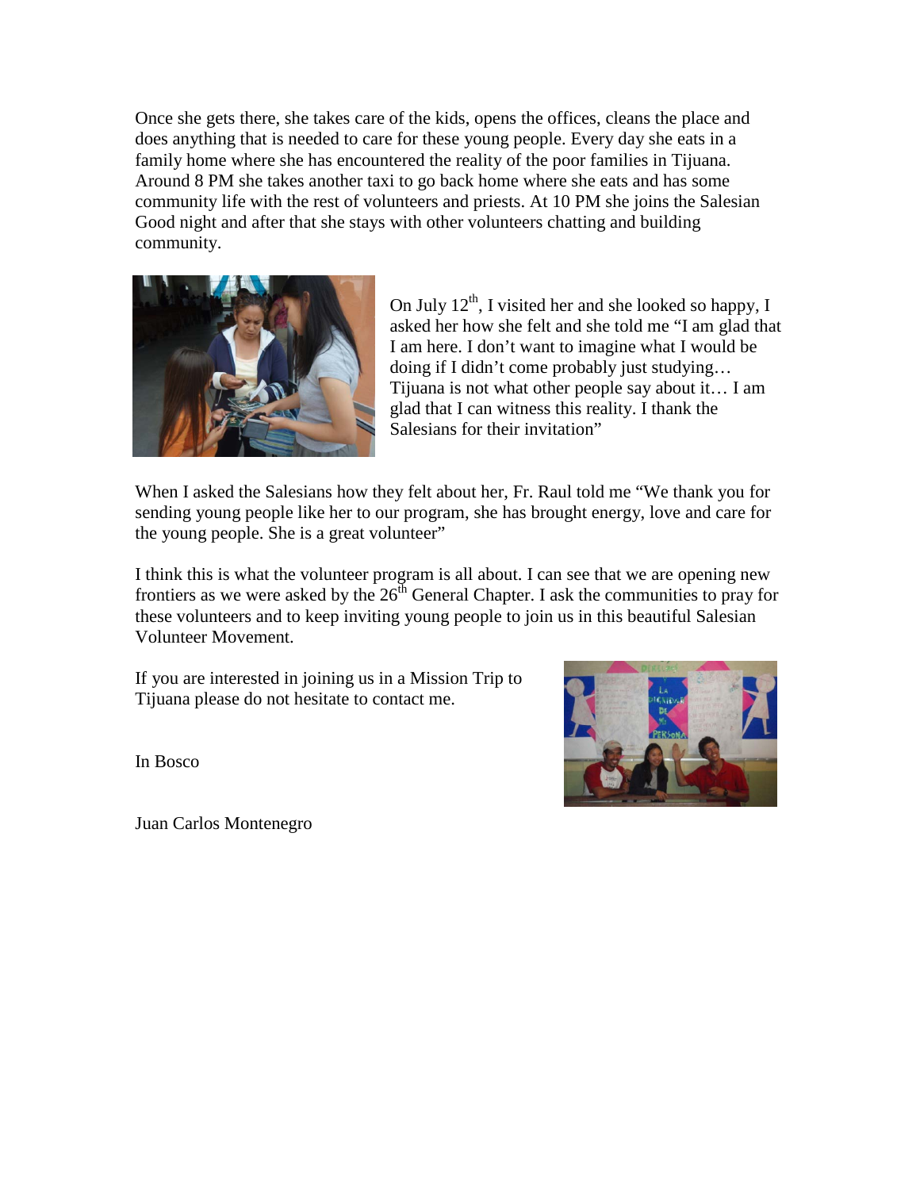Once she gets there, she takes care of the kids, opens the offices, cleans the place and does anything that is needed to care for these young people. Every day she eats in a family home where she has encountered the reality of the poor families in Tijuana. Around 8 PM she takes another taxi to go back home where she eats and has some community life with the rest of volunteers and priests. At 10 PM she joins the Salesian Good night and after that she stays with other volunteers chatting and building community.

On July 12th, I visited her and she looked so happy, I asked her how she felt and she told me "I am glad that I am here. I don't want to imagine what I would be doing if I didn't come probably just studying… Tijuana is not what other people say about it… I am glad that I can witness this reality. I thank the Salesians for their invitation"

When I asked the Salesians how they felt about her, Fr. Raul told me "We thank you for sending young people like her to our program, she has brought energy, love and care for the young people. She is a great volunteer"

I think this is what the volunteer program is all about. I can see that we are opening new frontiers as we were asked by the 26th General Chapter. I ask the communities to pray for these volunteers and to keep inviting young people to join us in this beautiful Salesian Volunteer Movement.

If you are interested in joining us in a Mission Trip to Tijuana please do not hesitate to contact me.

In Bosco

Juan Carlos Montenegro